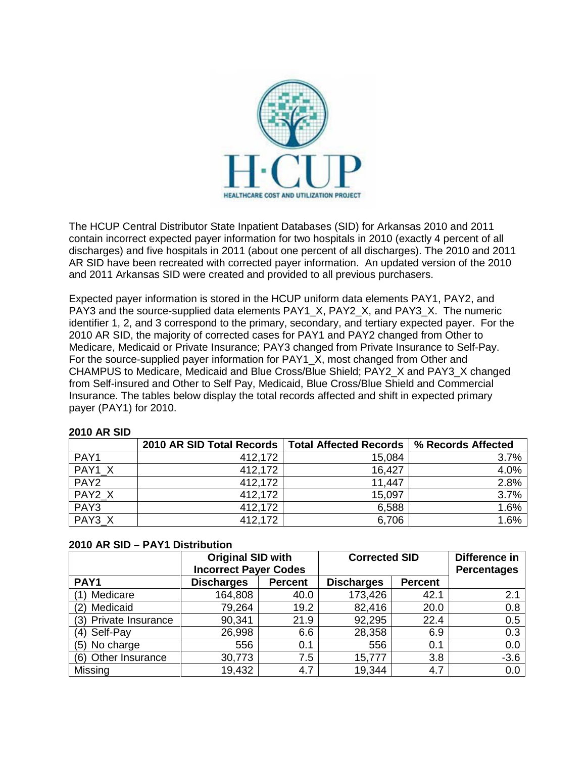The HCUP Central Distributor State Inpatient Databases (SID) for Arkansas 2010 and 2011 contain incorrect expected payer information for two hospitals in 2010 (exactly 4 percent of all discharges) and five hospitals in 2011 (about one percent of all discharges). The 2010 and 2011 AR SID have been recreated with corrected payer information. An updated version of the 2010 and 2011 Arkansas SID were created and provided to all previous purchasers.

Expected payer information is stored in the HCUP uniform data elements PAY1, PAY2, and PAY3 and the source-supplied data elements PAY1_X, PAY2_X, and PAY3_X. The numeric identifier 1, 2, and 3 correspond to the primary, secondary, and tertiary expected payer. For the 2010 AR SID, the majority of corrected cases for PAY1 and PAY2 changed from Other to Medicare, Medicaid or Private Insurance; PAY3 changed from Private Insurance to Self-Pay. For the source-supplied payer information for PAY1_X, most changed from Other and CHAMPUS to Medicare, Medicaid and Blue Cross/Blue Shield; PAY2_X and PAY3_X changed from Self-insured and Other to Self Pay, Medicaid, Blue Cross/Blue Shield and Commercial Insurance. The tables below display the total records affected and shift in expected primary payer (PAY1) for 2010.

**2010 AR SID**

| | 2010 AR SID Total Records | Total Affected Records | % Records Affected |
|---|---|---|---|
| PAY1 | 412,172 | 15,084 | 3.7% |
| PAY1_X | 412,172 | 16,427 | 4.0% |
| PAY2 | 412,172 | 11,447 | 2.8% |
| PAY2_X | 412,172 | 15,097 | 3.7% |
| PAY3 | 412,172 | 6,588 | 1.6% |
| PAY3_X | 412,172 | 6,706 | 1.6% |

**2010 AR SID – PAY1 Distribution**

| | Original SID with Incorrect Payer Codes | | Corrected SID | | Difference in Percentages |
|---|---|---|---|---|---|
| **PAY1** | **Discharges** | **Percent** | **Discharges** | **Percent** | |
| (1) Medicare | 164,808 | 40.0 | 173,426 | 42.1 | 2.1 |
| (2) Medicaid | 79,264 | 19.2 | 82,416 | 20.0 | 0.8 |
| (3) Private Insurance | 90,341 | 21.9 | 92,295 | 22.4 | 0.5 |
| (4) Self-Pay | 26,998 | 6.6 | 28,358 | 6.9 | 0.3 |
| (5) No charge | 556 | 0.1 | 556 | 0.1 | 0.0 |
| (6) Other Insurance | 30,773 | 7.5 | 15,777 | 3.8 | -3.6 |
| Missing | 19,432 | 4.7 | 19,344 | 4.7 | 0.0 |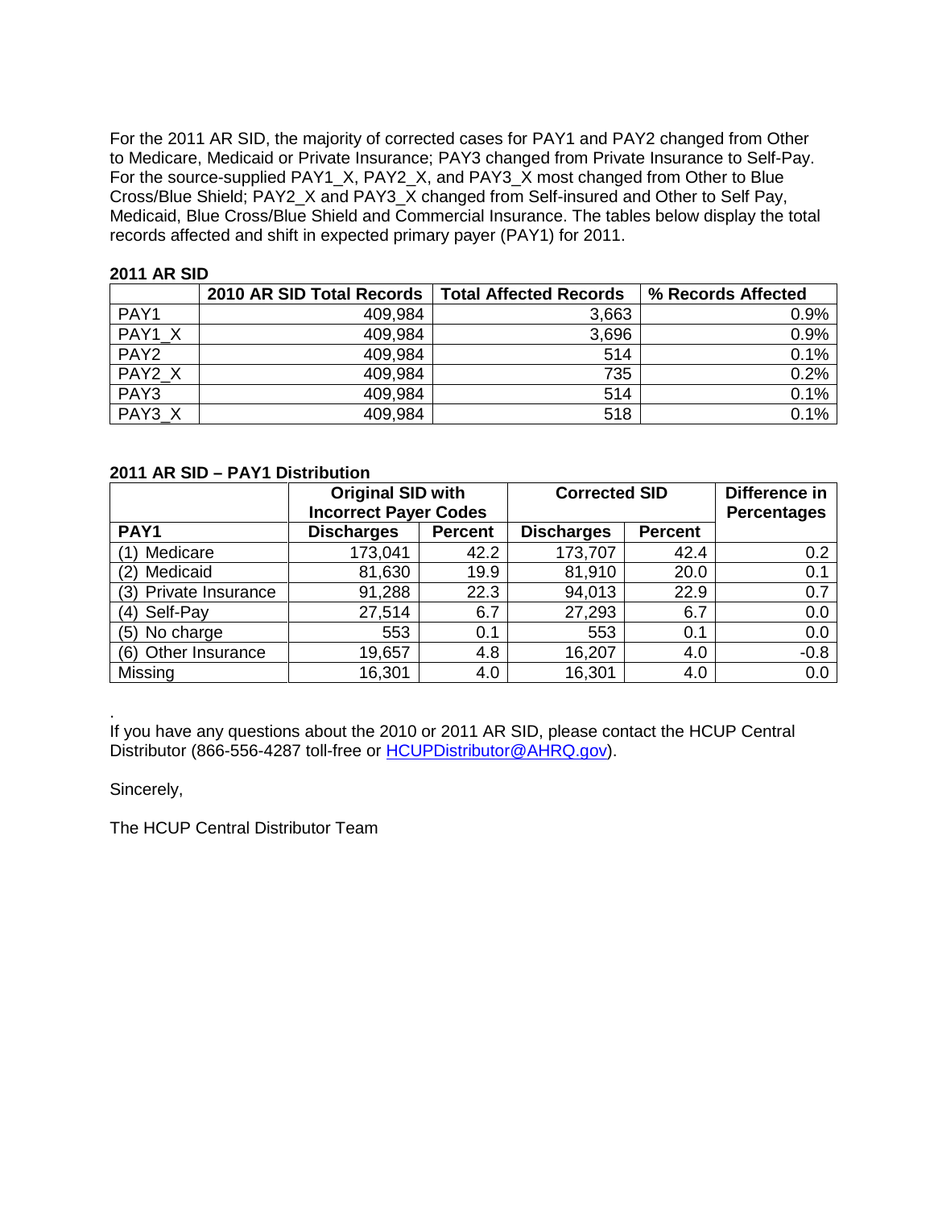For the 2011 AR SID, the majority of corrected cases for PAY1 and PAY2 changed from Other to Medicare, Medicaid or Private Insurance; PAY3 changed from Private Insurance to Self-Pay. For the source-supplied PAY1_X, PAY2_X, and PAY3_X most changed from Other to Blue Cross/Blue Shield; PAY2_X and PAY3_X changed from Self-insured and Other to Self Pay, Medicaid, Blue Cross/Blue Shield and Commercial Insurance. The tables below display the total records affected and shift in expected primary payer (PAY1) for 2011.

**2011 AR SID**

| | 2010 AR SID Total Records | Total Affected Records | % Records Affected |
|---|---|---|---|
| PAY1 | 409,984 | 3,663 | 0.9% |
| PAY1_X | 409,984 | 3,696 | 0.9% |
| PAY2 | 409,984 | 514 | 0.1% |
| PAY2_X | 409,984 | 735 | 0.2% |
| PAY3 | 409,984 | 514 | 0.1% |
| PAY3_X | 409,984 | 518 | 0.1% |

**2011 AR SID – PAY1 Distribution**

| | Original SID with Incorrect Payer Codes | | Corrected SID | | Difference in Percentages |
|---|---|---|---|---|---|
| **PAY1** | **Discharges** | **Percent** | **Discharges** | **Percent** | |
| (1) Medicare | 173,041 | 42.2 | 173,707 | 42.4 | 0.2 |
| (2) Medicaid | 81,630 | 19.9 | 81,910 | 20.0 | 0.1 |
| (3) Private Insurance | 91,288 | 22.3 | 94,013 | 22.9 | 0.7 |
| (4) Self-Pay | 27,514 | 6.7 | 27,293 | 6.7 | 0.0 |
| (5) No charge | 553 | 0.1 | 553 | 0.1 | 0.0 |
| (6) Other Insurance | 19,657 | 4.8 | 16,207 | 4.0 | -0.8 |
| Missing | 16,301 | 4.0 | 16,301 | 4.0 | 0.0 |

.

If you have any questions about the 2010 or 2011 AR SID, please contact the HCUP Central Distributor (866-556-4287 toll-free or [HCUPDistributor@AHRQ.gov](mailto:HCUPDistributor@AHRQ.gov)).

Sincerely,

The HCUP Central Distributor Team